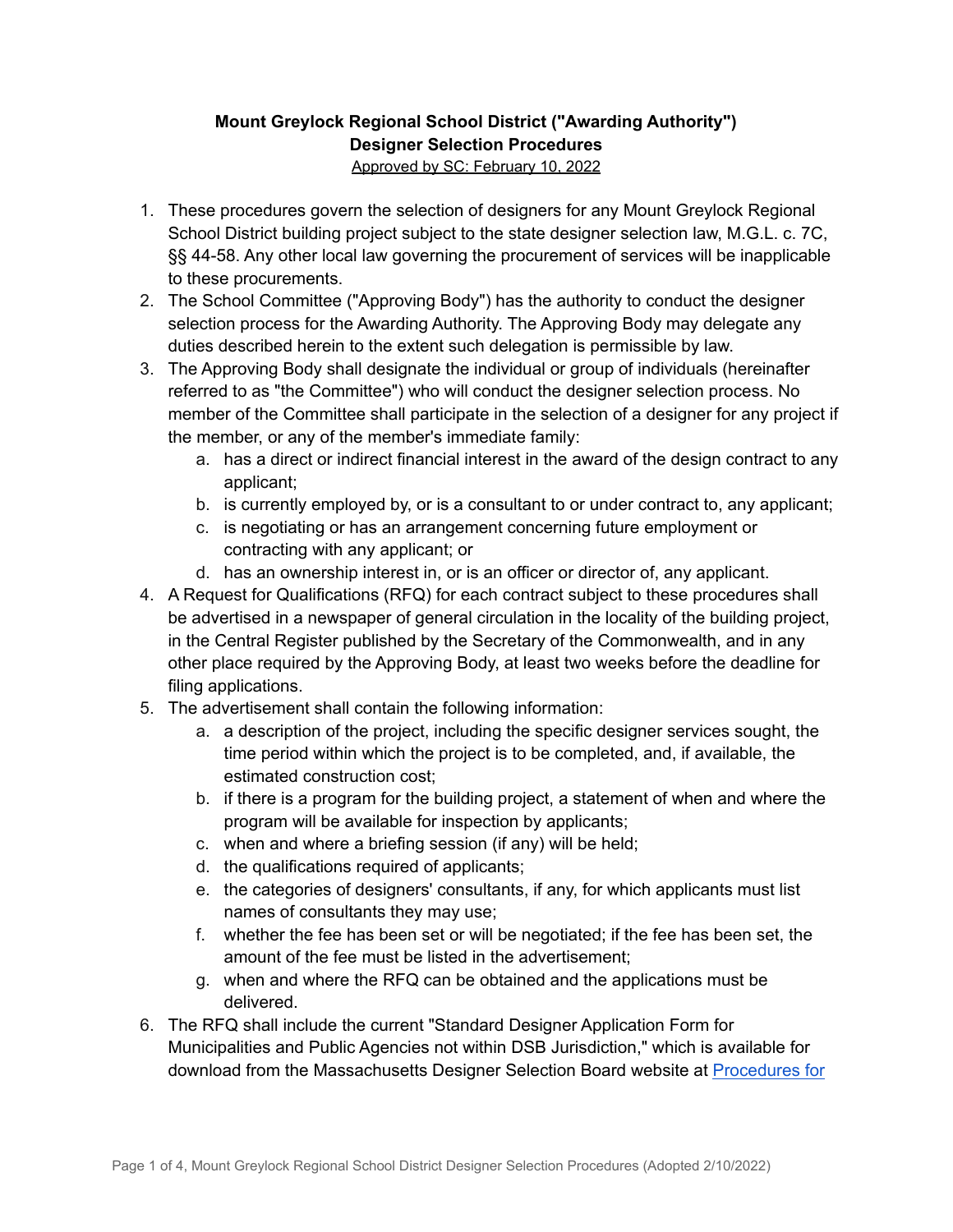**Mount Greylock Regional School District ("Awarding Authority")**
**Designer Selection Procedures**
Approved by SC: February 10, 2022

1. These procedures govern the selection of designers for any Mount Greylock Regional School District building project subject to the state designer selection law, M.G.L. c. 7C, §§ 44-58. Any other local law governing the procurement of services will be inapplicable to these procurements.
2. The School Committee ("Approving Body") has the authority to conduct the designer selection process for the Awarding Authority. The Approving Body may delegate any duties described herein to the extent such delegation is permissible by law.
3. The Approving Body shall designate the individual or group of individuals (hereinafter referred to as "the Committee") who will conduct the designer selection process. No member of the Committee shall participate in the selection of a designer for any project if the member, or any of the member's immediate family:
   a. has a direct or indirect financial interest in the award of the design contract to any applicant;
   b. is currently employed by, or is a consultant to or under contract to, any applicant;
   c. is negotiating or has an arrangement concerning future employment or contracting with any applicant; or
   d. has an ownership interest in, or is an officer or director of, any applicant.
4. A Request for Qualifications (RFQ) for each contract subject to these procedures shall be advertised in a newspaper of general circulation in the locality of the building project, in the Central Register published by the Secretary of the Commonwealth, and in any other place required by the Approving Body, at least two weeks before the deadline for filing applications.
5. The advertisement shall contain the following information:
   a. a description of the project, including the specific designer services sought, the time period within which the project is to be completed, and, if available, the estimated construction cost;
   b. if there is a program for the building project, a statement of when and where the program will be available for inspection by applicants;
   c. when and where a briefing session (if any) will be held;
   d. the qualifications required of applicants;
   e. the categories of designers' consultants, if any, for which applicants must list names of consultants they may use;
   f. whether the fee has been set or will be negotiated; if the fee has been set, the amount of the fee must be listed in the advertisement;
   g. when and where the RFQ can be obtained and the applications must be delivered.
6. The RFQ shall include the current "Standard Designer Application Form for Municipalities and Public Agencies not within DSB Jurisdiction," which is available for download from the Massachusetts Designer Selection Board website at Procedures for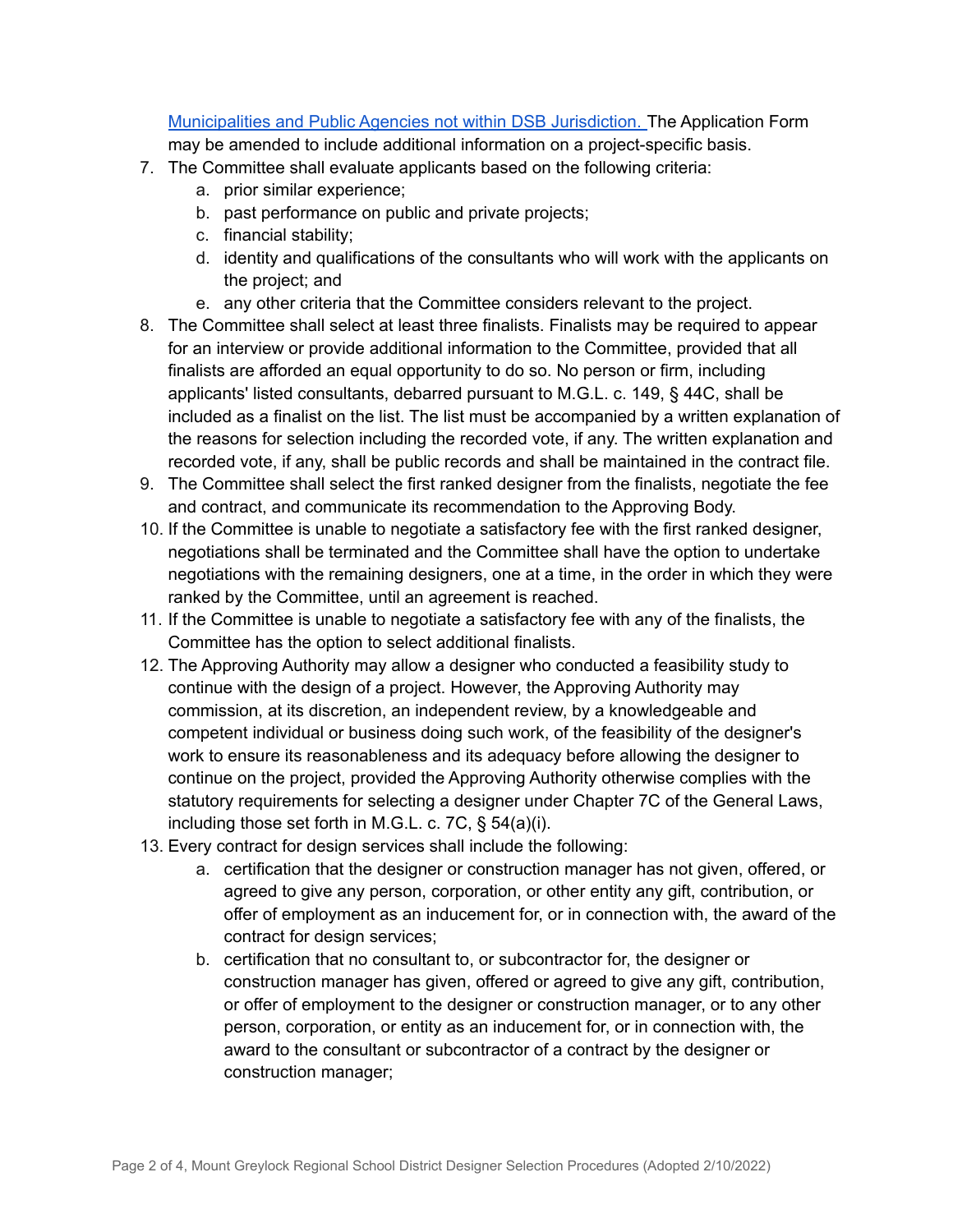[Municipalities and Public Agencies not within DSB Jurisdiction.](#) The Application Form may be amended to include additional information on a project-specific basis.

7. The Committee shall evaluate applicants based on the following criteria:
   a. prior similar experience;
   b. past performance on public and private projects;
   c. financial stability;
   d. identity and qualifications of the consultants who will work with the applicants on the project; and
   e. any other criteria that the Committee considers relevant to the project.
8. The Committee shall select at least three finalists. Finalists may be required to appear for an interview or provide additional information to the Committee, provided that all finalists are afforded an equal opportunity to do so. No person or firm, including applicants' listed consultants, debarred pursuant to M.G.L. c. 149, § 44C, shall be included as a finalist on the list. The list must be accompanied by a written explanation of the reasons for selection including the recorded vote, if any. The written explanation and recorded vote, if any, shall be public records and shall be maintained in the contract file.
9. The Committee shall select the first ranked designer from the finalists, negotiate the fee and contract, and communicate its recommendation to the Approving Body.
10. If the Committee is unable to negotiate a satisfactory fee with the first ranked designer, negotiations shall be terminated and the Committee shall have the option to undertake negotiations with the remaining designers, one at a time, in the order in which they were ranked by the Committee, until an agreement is reached.
11. If the Committee is unable to negotiate a satisfactory fee with any of the finalists, the Committee has the option to select additional finalists.
12. The Approving Authority may allow a designer who conducted a feasibility study to continue with the design of a project. However, the Approving Authority may commission, at its discretion, an independent review, by a knowledgeable and competent individual or business doing such work, of the feasibility of the designer's work to ensure its reasonableness and its adequacy before allowing the designer to continue on the project, provided the Approving Authority otherwise complies with the statutory requirements for selecting a designer under Chapter 7C of the General Laws, including those set forth in M.G.L. c. 7C, § 54(a)(i).
13. Every contract for design services shall include the following:
    a. certification that the designer or construction manager has not given, offered, or agreed to give any person, corporation, or other entity any gift, contribution, or offer of employment as an inducement for, or in connection with, the award of the contract for design services;
    b. certification that no consultant to, or subcontractor for, the designer or construction manager has given, offered or agreed to give any gift, contribution, or offer of employment to the designer or construction manager, or to any other person, corporation, or entity as an inducement for, or in connection with, the award to the consultant or subcontractor of a contract by the designer or construction manager;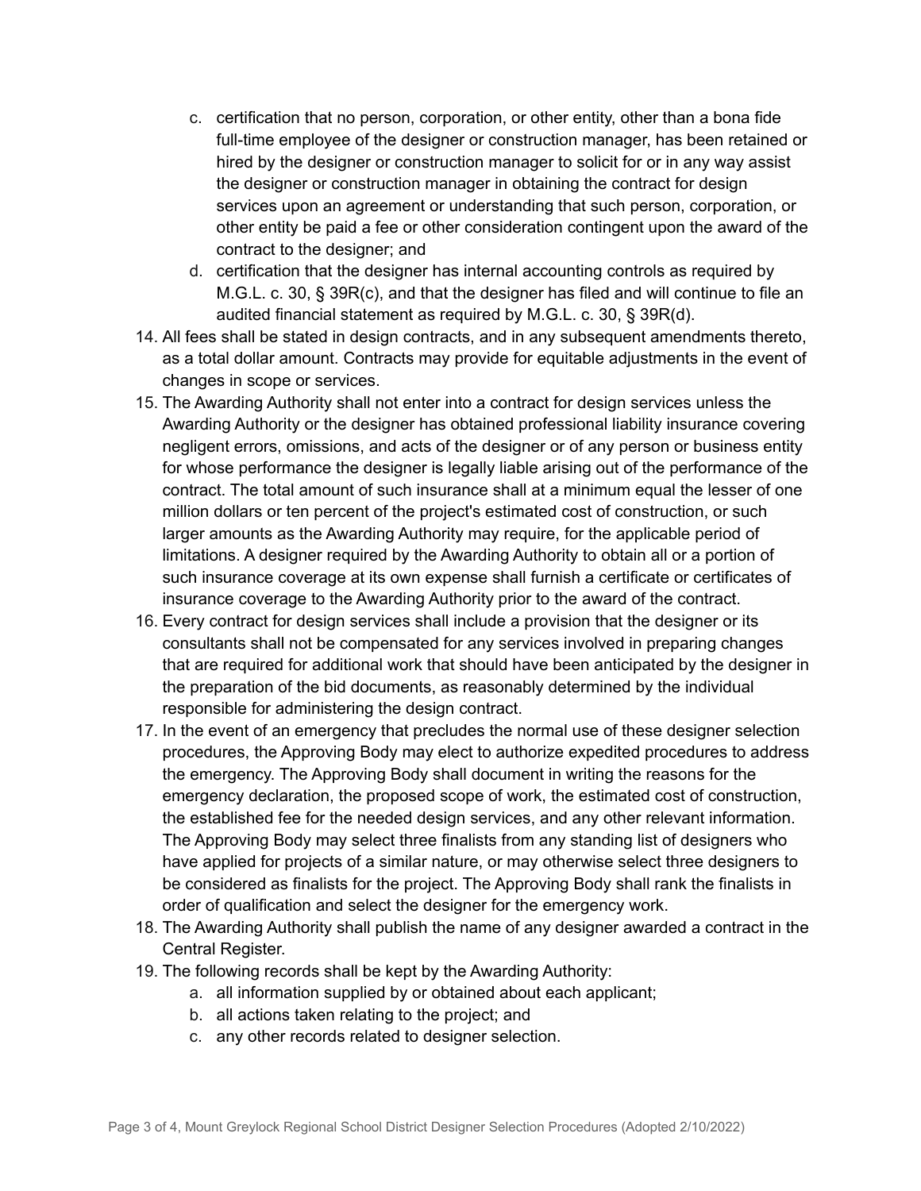c. certification that no person, corporation, or other entity, other than a bona fide full-time employee of the designer or construction manager, has been retained or hired by the designer or construction manager to solicit for or in any way assist the designer or construction manager in obtaining the contract for design services upon an agreement or understanding that such person, corporation, or other entity be paid a fee or other consideration contingent upon the award of the contract to the designer; and
   d. certification that the designer has internal accounting controls as required by M.G.L. c. 30, § 39R(c), and that the designer has filed and will continue to file an audited financial statement as required by M.G.L. c. 30, § 39R(d).

14. All fees shall be stated in design contracts, and in any subsequent amendments thereto, as a total dollar amount. Contracts may provide for equitable adjustments in the event of changes in scope or services.
15. The Awarding Authority shall not enter into a contract for design services unless the Awarding Authority or the designer has obtained professional liability insurance covering negligent errors, omissions, and acts of the designer or of any person or business entity for whose performance the designer is legally liable arising out of the performance of the contract. The total amount of such insurance shall at a minimum equal the lesser of one million dollars or ten percent of the project's estimated cost of construction, or such larger amounts as the Awarding Authority may require, for the applicable period of limitations. A designer required by the Awarding Authority to obtain all or a portion of such insurance coverage at its own expense shall furnish a certificate or certificates of insurance coverage to the Awarding Authority prior to the award of the contract.
16. Every contract for design services shall include a provision that the designer or its consultants shall not be compensated for any services involved in preparing changes that are required for additional work that should have been anticipated by the designer in the preparation of the bid documents, as reasonably determined by the individual responsible for administering the design contract.
17. In the event of an emergency that precludes the normal use of these designer selection procedures, the Approving Body may elect to authorize expedited procedures to address the emergency. The Approving Body shall document in writing the reasons for the emergency declaration, the proposed scope of work, the estimated cost of construction, the established fee for the needed design services, and any other relevant information. The Approving Body may select three finalists from any standing list of designers who have applied for projects of a similar nature, or may otherwise select three designers to be considered as finalists for the project. The Approving Body shall rank the finalists in order of qualification and select the designer for the emergency work.
18. The Awarding Authority shall publish the name of any designer awarded a contract in the Central Register.
19. The following records shall be kept by the Awarding Authority:
   a. all information supplied by or obtained about each applicant;
   b. all actions taken relating to the project; and
   c. any other records related to designer selection.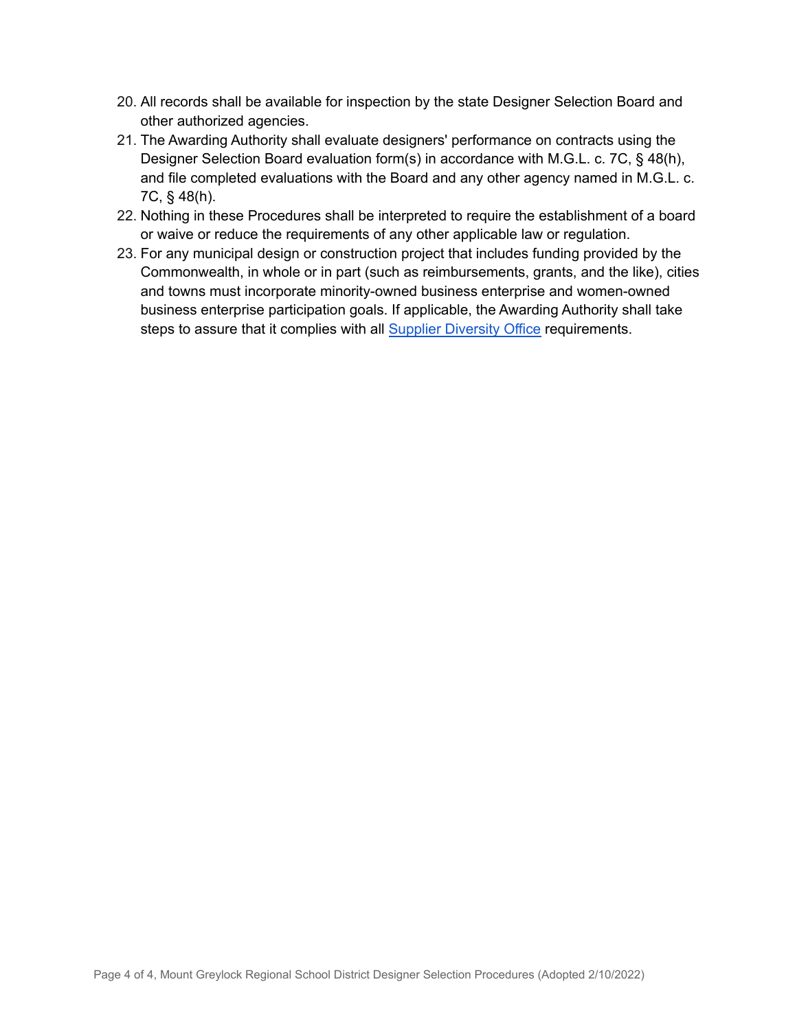20. All records shall be available for inspection by the state Designer Selection Board and other authorized agencies.
21. The Awarding Authority shall evaluate designers' performance on contracts using the Designer Selection Board evaluation form(s) in accordance with M.G.L. c. 7C, § 48(h), and file completed evaluations with the Board and any other agency named in M.G.L. c. 7C, § 48(h).
22. Nothing in these Procedures shall be interpreted to require the establishment of a board or waive or reduce the requirements of any other applicable law or regulation.
23. For any municipal design or construction project that includes funding provided by the Commonwealth, in whole or in part (such as reimbursements, grants, and the like), cities and towns must incorporate minority-owned business enterprise and women-owned business enterprise participation goals. If applicable, the Awarding Authority shall take steps to assure that it complies with all Supplier Diversity Office requirements.